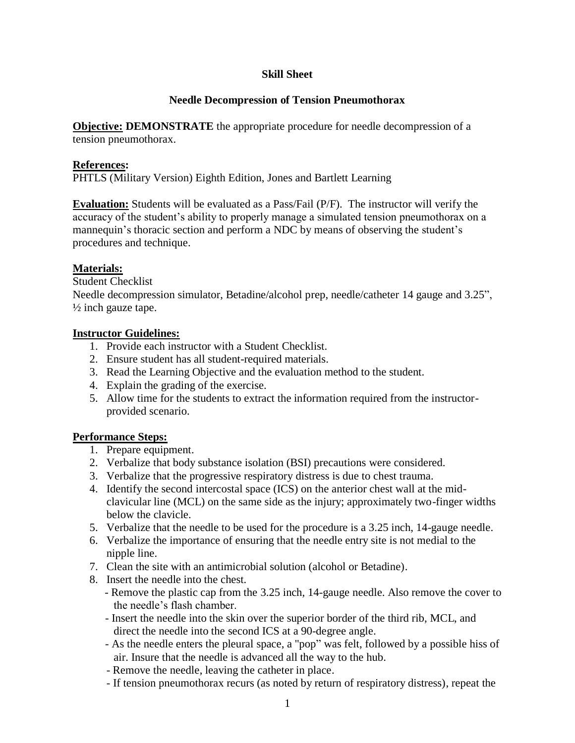# Skill Sheet

## Needle Decompression of Tension Pneumothorax

**Objective: DEMONSTRATE** the appropriate procedure for needle decompression of a tension pneumothorax.

**References:**
PHTLS (Military Version) Eighth Edition, Jones and Bartlett Learning

**Evaluation:** Students will be evaluated as a Pass/Fail (P/F). The instructor will verify the accuracy of the student's ability to properly manage a simulated tension pneumothorax on a mannequin's thoracic section and perform a NDC by means of observing the student's procedures and technique.

**Materials:**
Student Checklist
Needle decompression simulator, Betadine/alcohol prep, needle/catheter 14 gauge and 3.25", ½ inch gauze tape.

**Instructor Guidelines:**

1. Provide each instructor with a Student Checklist.
2. Ensure student has all student-required materials.
3. Read the Learning Objective and the evaluation method to the student.
4. Explain the grading of the exercise.
5. Allow time for the students to extract the information required from the instructor-provided scenario.

**Performance Steps:**

1. Prepare equipment.
2. Verbalize that body substance isolation (BSI) precautions were considered.
3. Verbalize that the progressive respiratory distress is due to chest trauma.
4. Identify the second intercostal space (ICS) on the anterior chest wall at the mid-clavicular line (MCL) on the same side as the injury; approximately two-finger widths below the clavicle.
5. Verbalize that the needle to be used for the procedure is a 3.25 inch, 14-gauge needle.
6. Verbalize the importance of ensuring that the needle entry site is not medial to the nipple line.
7. Clean the site with an antimicrobial solution (alcohol or Betadine).
8. Insert the needle into the chest.
   - Remove the plastic cap from the 3.25 inch, 14-gauge needle. Also remove the cover to the needle's flash chamber.
   - Insert the needle into the skin over the superior border of the third rib, MCL, and direct the needle into the second ICS at a 90-degree angle.
   - As the needle enters the pleural space, a "pop" was felt, followed by a possible hiss of air. Insure that the needle is advanced all the way to the hub.
   - Remove the needle, leaving the catheter in place.
   - If tension pneumothorax recurs (as noted by return of respiratory distress), repeat the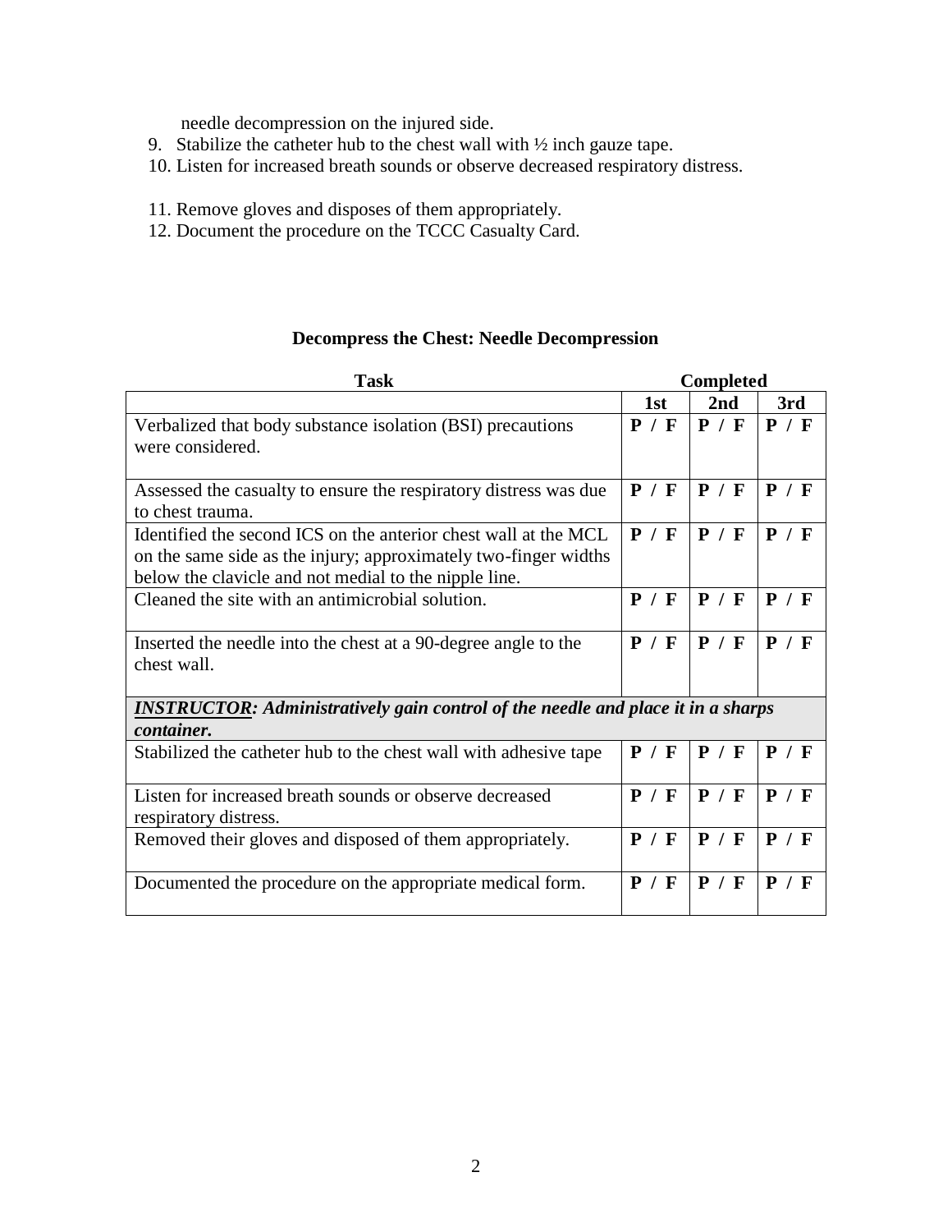needle decompression on the injured side.

9. Stabilize the catheter hub to the chest wall with ½ inch gauze tape.
10. Listen for increased breath sounds or observe decreased respiratory distress.
11. Remove gloves and disposes of them appropriately.
12. Document the procedure on the TCCC Casualty Card.

**Decompress the Chest: Needle Decompression**

| Task | Completed | | |
|---|---|---|---|
| | 1st | 2nd | 3rd |
| Verbalized that body substance isolation (BSI) precautions were considered. | **P / F** | **P / F** | **P / F** |
| Assessed the casualty to ensure the respiratory distress was due to chest trauma. | **P / F** | **P / F** | **P / F** |
| Identified the second ICS on the anterior chest wall at the MCL on the same side as the injury; approximately two-finger widths below the clavicle and not medial to the nipple line. | **P / F** | **P / F** | **P / F** |
| Cleaned the site with an antimicrobial solution. | **P / F** | **P / F** | **P / F** |
| Inserted the needle into the chest at a 90-degree angle to the chest wall. | **P / F** | **P / F** | **P / F** |
| ***INSTRUCTOR**: Administratively gain control of the needle and place it in a sharps container.* | | | |
| Stabilized the catheter hub to the chest wall with adhesive tape | **P / F** | **P / F** | **P / F** |
| Listen for increased breath sounds or observe decreased respiratory distress. | **P / F** | **P / F** | **P / F** |
| Removed their gloves and disposed of them appropriately. | **P / F** | **P / F** | **P / F** |
| Documented the procedure on the appropriate medical form. | **P / F** | **P / F** | **P / F** |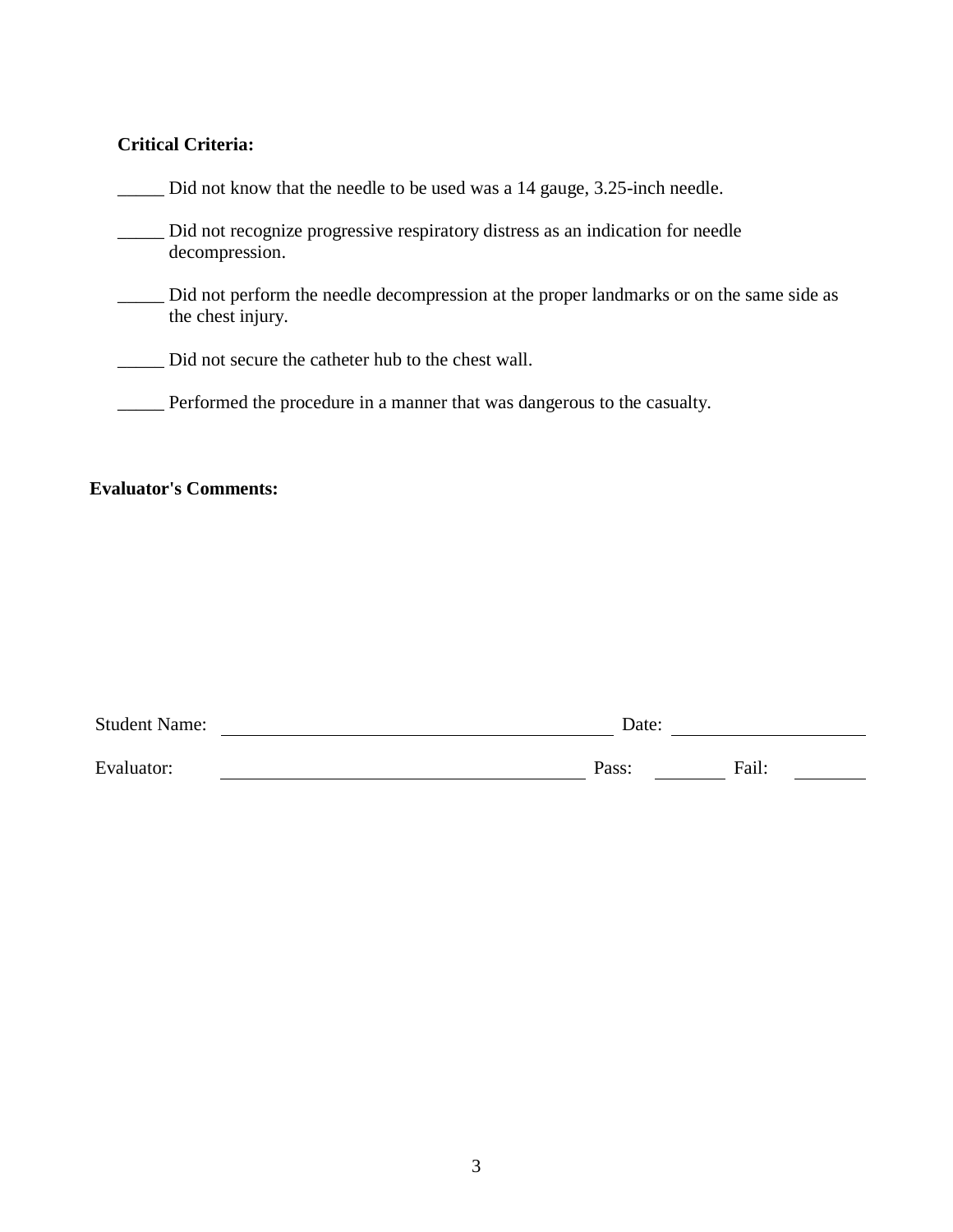**Critical Criteria:**

_____ Did not know that the needle to be used was a 14 gauge, 3.25-inch needle.

_____ Did not recognize progressive respiratory distress as an indication for needle decompression.

_____ Did not perform the needle decompression at the proper landmarks or on the same side as the chest injury.

_____ Did not secure the catheter hub to the chest wall.

_____ Performed the procedure in a manner that was dangerous to the casualty.

**Evaluator's Comments:**

Student Name: ____________________________________________ Date: ____________________

Evaluator: ____________________________________________ Pass: ________ Fail: ________